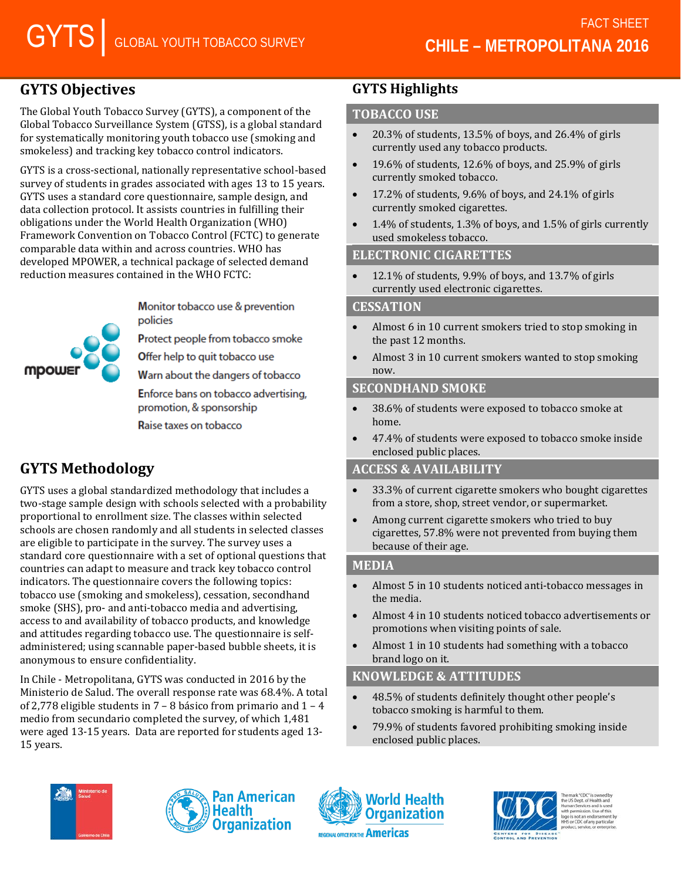# GYTS | GLOBAL YOUTH TOBACCO SURVEY

FACT SHEET

**CHILE – METROPOLITANA 2016**

## GYTS Objectives

The Global Youth Tobacco Survey (GYTS), a component of the Global Tobacco Surveillance System (GTSS), is a global standard for systematically monitoring youth tobacco use (smoking and smokeless) and tracking key tobacco control indicators.

GYTS is a cross-sectional, nationally representative school-based survey of students in grades associated with ages 13 to 15 years. GYTS uses a standard core questionnaire, sample design, and data collection protocol. It assists countries in fulfilling their obligations under the World Health Organization (WHO) Framework Convention on Tobacco Control (FCTC) to generate comparable data within and across countries. WHO has developed MPOWER, a technical package of selected demand reduction measures contained in the WHO FCTC:

mpower

- Monitor tobacco use & prevention policies
- Protect people from tobacco smoke
- Offer help to quit tobacco use
- Warn about the dangers of tobacco
- Enforce bans on tobacco advertising, promotion, & sponsorship
- Raise taxes on tobacco

## GYTS Methodology

GYTS uses a global standardized methodology that includes a two-stage sample design with schools selected with a probability proportional to enrollment size. The classes within selected schools are chosen randomly and all students in selected classes are eligible to participate in the survey. The survey uses a standard core questionnaire with a set of optional questions that countries can adapt to measure and track key tobacco control indicators. The questionnaire covers the following topics: tobacco use (smoking and smokeless), cessation, secondhand smoke (SHS), pro- and anti-tobacco media and advertising, access to and availability of tobacco products, and knowledge and attitudes regarding tobacco use. The questionnaire is self-administered; using scannable paper-based bubble sheets, it is anonymous to ensure confidentiality.

In Chile - Metropolitana, GYTS was conducted in 2016 by the Ministerio de Salud. The overall response rate was 68.4%. A total of 2,778 eligible students in 7 – 8 básico from primario and 1 – 4 medio from secundario completed the survey, of which 1,481 were aged 13-15 years. Data are reported for students aged 13-15 years.

## GYTS Highlights

### TOBACCO USE

- 20.3% of students, 13.5% of boys, and 26.4% of girls currently used any tobacco products.
- 19.6% of students, 12.6% of boys, and 25.9% of girls currently smoked tobacco.
- 17.2% of students, 9.6% of boys, and 24.1% of girls currently smoked cigarettes.
- 1.4% of students, 1.3% of boys, and 1.5% of girls currently used smokeless tobacco.

### ELECTRONIC CIGARETTES

- 12.1% of students, 9.9% of boys, and 13.7% of girls currently used electronic cigarettes.

### CESSATION

- Almost 6 in 10 current smokers tried to stop smoking in the past 12 months.
- Almost 3 in 10 current smokers wanted to stop smoking now.

### SECONDHAND SMOKE

- 38.6% of students were exposed to tobacco smoke at home.
- 47.4% of students were exposed to tobacco smoke inside enclosed public places.

### ACCESS & AVAILABILITY

- 33.3% of current cigarette smokers who bought cigarettes from a store, shop, street vendor, or supermarket.
- Among current cigarette smokers who tried to buy cigarettes, 57.8% were not prevented from buying them because of their age.

### MEDIA

- Almost 5 in 10 students noticed anti-tobacco messages in the media.
- Almost 4 in 10 students noticed tobacco advertisements or promotions when visiting points of sale.
- Almost 1 in 10 students had something with a tobacco brand logo on it.

### KNOWLEDGE & ATTITUDES

- 48.5% of students definitely thought other people's tobacco smoking is harmful to them.
- 79.9% of students favored prohibiting smoking inside enclosed public places.

Ministerio de Salud – Gobierno de Chile | Pan American Health Organization | World Health Organization – Regional Office for the Americas | CDC – Centers for Disease Control and Prevention

The mark "CDC" is owned by the US Dept. of Health and Human Services and is used with permission. Use of this logo is not an endorsement by HHS or CDC of any particular product, service, or enterprise.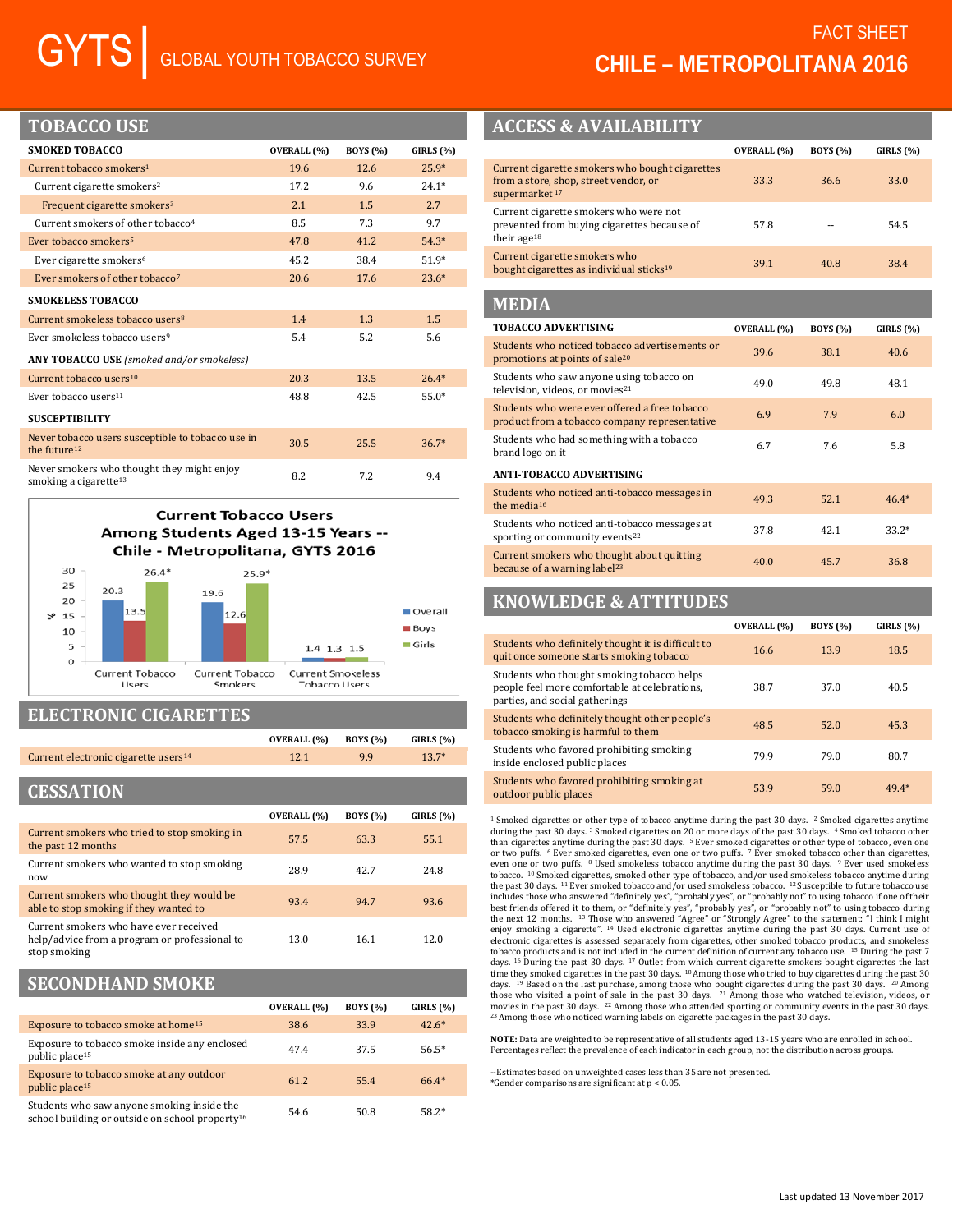GYTS | GLOBAL YOUTH TOBACCO SURVEY

FACT SHEET

# CHILE – METROPOLITANA 2016

## TOBACCO USE

| SMOKED TOBACCO | OVERALL (%) | BOYS (%) | GIRLS (%) |
|---|---|---|---|
| Current tobacco smokers[1] | 19.6 | 12.6 | 25.9* |
| Current cigarette smokers[2] | 17.2 | 9.6 | 24.1* |
| Frequent cigarette smokers[3] | 2.1 | 1.5 | 2.7 |
| Current smokers of other tobacco[4] | 8.5 | 7.3 | 9.7 |
| Ever tobacco smokers[5] | 47.8 | 41.2 | 54.3* |
| Ever cigarette smokers[6] | 45.2 | 38.4 | 51.9* |
| Ever smokers of other tobacco[7] | 20.6 | 17.6 | 23.6* |
| **SMOKELESS TOBACCO** | | | |
| Current smokeless tobacco users[8] | 1.4 | 1.3 | 1.5 |
| Ever smokeless tobacco users[9] | 5.4 | 5.2 | 5.6 |
| **ANY TOBACCO USE** *(smoked and/or smokeless)* | | | |
| Current tobacco users[10] | 20.3 | 13.5 | 26.4* |
| Ever tobacco users[11] | 48.8 | 42.5 | 55.0* |
| **SUSCEPTIBILITY** | | | |
| Never tobacco users susceptible to tobacco use in the future[12] | 30.5 | 25.5 | 36.7* |
| Never smokers who thought they might enjoy smoking a cigarette[13] | 8.2 | 7.2 | 9.4 |

Current Tobacco Users Among Students Aged 13-15 Years -- Chile - Metropolitana, GYTS 2016

%
30
25
20
15
10
5
0

Current Tobacco Users: 20.3, 13.5, 26.4*
Current Tobacco Smokers: 19.6, 12.6, 25.9*
Current Smokeless Tobacco Users: 1.4, 1.3, 1.5

Overall
Boys
Girls

## ELECTRONIC CIGARETTES

| | OVERALL (%) | BOYS (%) | GIRLS (%) |
|---|---|---|---|
| Current electronic cigarette users[14] | 12.1 | 9.9 | 13.7* |

## CESSATION

| | OVERALL (%) | BOYS (%) | GIRLS (%) |
|---|---|---|---|
| Current smokers who tried to stop smoking in the past 12 months | 57.5 | 63.3 | 55.1 |
| Current smokers who wanted to stop smoking now | 28.9 | 42.7 | 24.8 |
| Current smokers who thought they would be able to stop smoking if they wanted to | 93.4 | 94.7 | 93.6 |
| Current smokers who have ever received help/advice from a program or professional to stop smoking | 13.0 | 16.1 | 12.0 |

## SECONDHAND SMOKE

| | OVERALL (%) | BOYS (%) | GIRLS (%) |
|---|---|---|---|
| Exposure to tobacco smoke at home[15] | 38.6 | 33.9 | 42.6* |
| Exposure to tobacco smoke inside any enclosed public place[15] | 47.4 | 37.5 | 56.5* |
| Exposure to tobacco smoke at any outdoor public place[15] | 61.2 | 55.4 | 66.4* |
| Students who saw anyone smoking inside the school building or outside on school property[16] | 54.6 | 50.8 | 58.2* |

## ACCESS & AVAILABILITY

| | OVERALL (%) | BOYS (%) | GIRLS (%) |
|---|---|---|---|
| Current cigarette smokers who bought cigarettes from a store, shop, street vendor, or supermarket[17] | 33.3 | 36.6 | 33.0 |
| Current cigarette smokers who were not prevented from buying cigarettes because of their age[18] | 57.8 | -- | 54.5 |
| Current cigarette smokers who bought cigarettes as individual sticks[19] | 39.1 | 40.8 | 38.4 |

## MEDIA

| TOBACCO ADVERTISING | OVERALL (%) | BOYS (%) | GIRLS (%) |
|---|---|---|---|
| Students who noticed tobacco advertisements or promotions at points of sale[20] | 39.6 | 38.1 | 40.6 |
| Students who saw anyone using tobacco on television, videos, or movies[21] | 49.0 | 49.8 | 48.1 |
| Students who were ever offered a free tobacco product from a tobacco company representative | 6.9 | 7.9 | 6.0 |
| Students who had something with a tobacco brand logo on it | 6.7 | 7.6 | 5.8 |
| **ANTI-TOBACCO ADVERTISING** | | | |
| Students who noticed anti-tobacco messages in the media[16] | 49.3 | 52.1 | 46.4* |
| Students who noticed anti-tobacco messages at sporting or community events[22] | 37.8 | 42.1 | 33.2* |
| Current smokers who thought about quitting because of a warning label[23] | 40.0 | 45.7 | 36.8 |

## KNOWLEDGE & ATTITUDES

| | OVERALL (%) | BOYS (%) | GIRLS (%) |
|---|---|---|---|
| Students who definitely thought it is difficult to quit once someone starts smoking tobacco | 16.6 | 13.9 | 18.5 |
| Students who thought smoking tobacco helps people feel more comfortable at celebrations, parties, and social gatherings | 38.7 | 37.0 | 40.5 |
| Students who definitely thought other people's tobacco smoking is harmful to them | 48.5 | 52.0 | 45.3 |
| Students who favored prohibiting smoking inside enclosed public places | 79.9 | 79.0 | 80.7 |
| Students who favored prohibiting smoking at outdoor public places | 53.9 | 59.0 | 49.4* |

[1] Smoked cigarettes or other type of tobacco anytime during the past 30 days. [2] Smoked cigarettes anytime during the past 30 days. [3] Smoked cigarettes on 20 or more days of the past 30 days. [4] Smoked tobacco other than cigarettes anytime during the past 30 days. [5] Ever smoked cigarettes or other type of tobacco, even one or two puffs. [6] Ever smoked cigarettes, even one or two puffs. [7] Ever smoked tobacco other than cigarettes, even one or two puffs. [8] Used smokeless tobacco anytime during the past 30 days. [9] Ever used smokeless tobacco. [10] Smoked cigarettes, smoked other type of tobacco, and/or used smokeless tobacco anytime during the past 30 days. [11] Ever smoked tobacco and/or used smokeless tobacco. [12] Susceptible to future tobacco use includes those who answered "definitely yes", "probably yes", or "probably not" to using tobacco if one of their best friends offered it to them, or "definitely yes", "probably yes", or "probably not" to using tobacco during the next 12 months. [13] Those who answered "Agree" or "Strongly Agree" to the statement: "I think I might enjoy smoking a cigarette". [14] Used electronic cigarettes anytime during the past 30 days. Current use of electronic cigarettes is assessed separately from cigarettes, other smoked tobacco products, and smokeless tobacco products and is not included in the current definition of current any tobacco use. [15] During the past 7 days. [16] During the past 30 days. [17] Outlet from which current cigarette smokers bought cigarettes the last time they smoked cigarettes in the past 30 days. [18] Among those who tried to buy cigarettes during the past 30 days. [19] Based on the last purchase, among those who bought cigarettes during the past 30 days. [20] Among those who visited a point of sale in the past 30 days. [21] Among those who watched television, videos, or movies in the past 30 days. [22] Among those who attended sporting or community events in the past 30 days. [23] Among those who noticed warning labels on cigarette packages in the past 30 days.

**NOTE:** Data are weighted to be representative of all students aged 13-15 years who are enrolled in school. Percentages reflect the prevalence of each indicator in each group, not the distribution across groups.

--Estimates based on unweighted cases less than 35 are not presented.
*Gender comparisons are significant at $p < 0.05$.

Last updated 13 November 2017